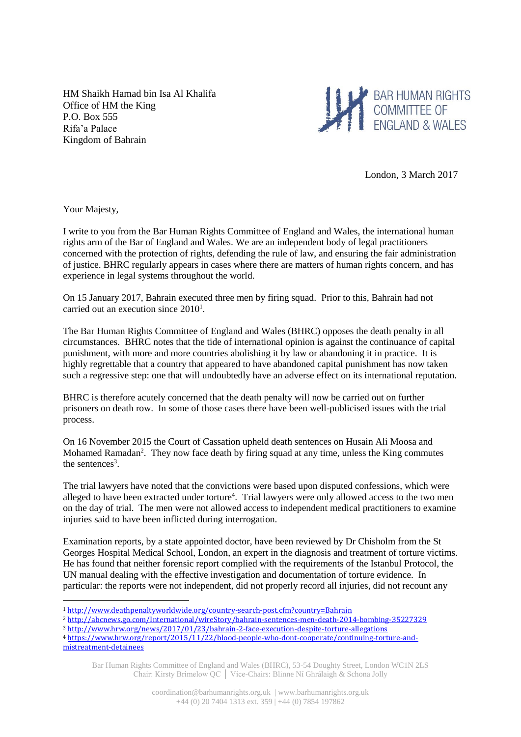HM Shaikh Hamad bin Isa Al Khalifa
Office of HM the King
P.O. Box 555
Rifa'a Palace
Kingdom of Bahrain

BAR HUMAN RIGHTS COMMITTEE OF ENGLAND & WALES

London, 3 March 2017

Your Majesty,

I write to you from the Bar Human Rights Committee of England and Wales, the international human rights arm of the Bar of England and Wales. We are an independent body of legal practitioners concerned with the protection of rights, defending the rule of law, and ensuring the fair administration of justice. BHRC regularly appears in cases where there are matters of human rights concern, and has experience in legal systems throughout the world.

On 15 January 2017, Bahrain executed three men by firing squad. Prior to this, Bahrain had not carried out an execution since 2010[1].

The Bar Human Rights Committee of England and Wales (BHRC) opposes the death penalty in all circumstances. BHRC notes that the tide of international opinion is against the continuance of capital punishment, with more and more countries abolishing it by law or abandoning it in practice. It is highly regrettable that a country that appeared to have abandoned capital punishment has now taken such a regressive step: one that will undoubtedly have an adverse effect on its international reputation.

BHRC is therefore acutely concerned that the death penalty will now be carried out on further prisoners on death row. In some of those cases there have been well-publicised issues with the trial process.

On 16 November 2015 the Court of Cassation upheld death sentences on Husain Ali Moosa and Mohamed Ramadan[2]. They now face death by firing squad at any time, unless the King commutes the sentences[3].

The trial lawyers have noted that the convictions were based upon disputed confessions, which were alleged to have been extracted under torture[4]. Trial lawyers were only allowed access to the two men on the day of trial. The men were not allowed access to independent medical practitioners to examine injuries said to have been inflicted during interrogation.

Examination reports, by a state appointed doctor, have been reviewed by Dr Chisholm from the St Georges Hospital Medical School, London, an expert in the diagnosis and treatment of torture victims. He has found that neither forensic report complied with the requirements of the Istanbul Protocol, the UN manual dealing with the effective investigation and documentation of torture evidence. In particular: the reports were not independent, did not properly record all injuries, did not recount any

---

[1] http://www.deathpenaltyworldwide.org/country-search-post.cfm?country=Bahrain
[2] http://abcnews.go.com/International/wireStory/bahrain-sentences-men-death-2014-bombing-35227329
[3] http://www.hrw.org/news/2017/01/23/bahrain-2-face-execution-despite-torture-allegations
[4] https://www.hrw.org/report/2015/11/22/blood-people-who-dont-cooperate/continuing-torture-and-mistreatment-detainees

Bar Human Rights Committee of England and Wales (BHRC), 53-54 Doughty Street, London WC1N 2LS
Chair: Kirsty Brimelow QC │ Vice-Chairs: Blinne Ní Ghrálaigh & Schona Jolly

coordination@barhumanrights.org.uk | www.barhumanrights.org.uk
+44 (0) 20 7404 1313 ext. 359 | +44 (0) 7854 197862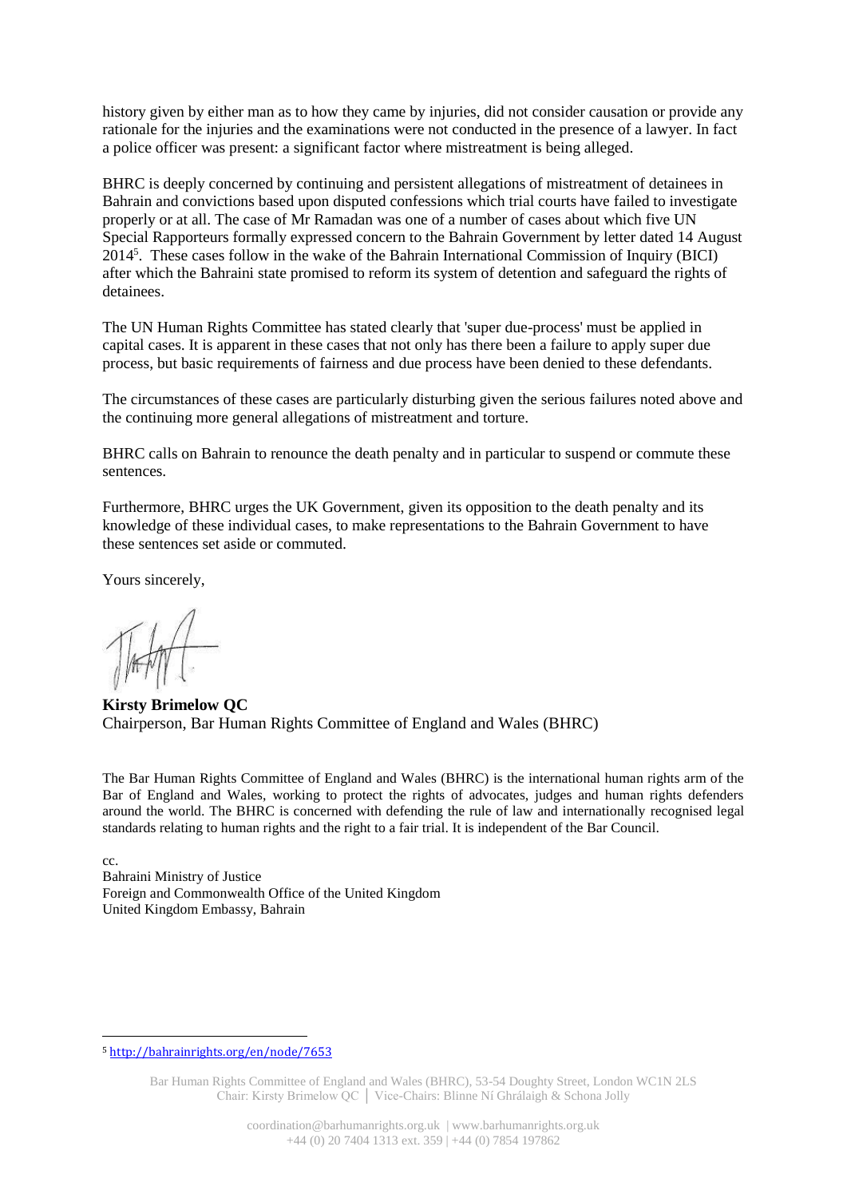history given by either man as to how they came by injuries, did not consider causation or provide any rationale for the injuries and the examinations were not conducted in the presence of a lawyer. In fact a police officer was present: a significant factor where mistreatment is being alleged.

BHRC is deeply concerned by continuing and persistent allegations of mistreatment of detainees in Bahrain and convictions based upon disputed confessions which trial courts have failed to investigate properly or at all. The case of Mr Ramadan was one of a number of cases about which five UN Special Rapporteurs formally expressed concern to the Bahrain Government by letter dated 14 August 2014[5]. These cases follow in the wake of the Bahrain International Commission of Inquiry (BICI) after which the Bahraini state promised to reform its system of detention and safeguard the rights of detainees.

The UN Human Rights Committee has stated clearly that 'super due-process' must be applied in capital cases. It is apparent in these cases that not only has there been a failure to apply super due process, but basic requirements of fairness and due process have been denied to these defendants.

The circumstances of these cases are particularly disturbing given the serious failures noted above and the continuing more general allegations of mistreatment and torture.

BHRC calls on Bahrain to renounce the death penalty and in particular to suspend or commute these sentences.

Furthermore, BHRC urges the UK Government, given its opposition to the death penalty and its knowledge of these individual cases, to make representations to the Bahrain Government to have these sentences set aside or commuted.

Yours sincerely,

**Kirsty Brimelow QC**
Chairperson, Bar Human Rights Committee of England and Wales (BHRC)

The Bar Human Rights Committee of England and Wales (BHRC) is the international human rights arm of the Bar of England and Wales, working to protect the rights of advocates, judges and human rights defenders around the world. The BHRC is concerned with defending the rule of law and internationally recognised legal standards relating to human rights and the right to a fair trial. It is independent of the Bar Council.

cc.
Bahraini Ministry of Justice
Foreign and Commonwealth Office of the United Kingdom
United Kingdom Embassy, Bahrain

---

[5] http://bahrainrights.org/en/node/7653

Bar Human Rights Committee of England and Wales (BHRC), 53-54 Doughty Street, London WC1N 2LS
Chair: Kirsty Brimelow QC │ Vice-Chairs: Blinne Ní Ghrálaigh & Schona Jolly

coordination@barhumanrights.org.uk | www.barhumanrights.org.uk
+44 (0) 20 7404 1313 ext. 359 | +44 (0) 7854 197862